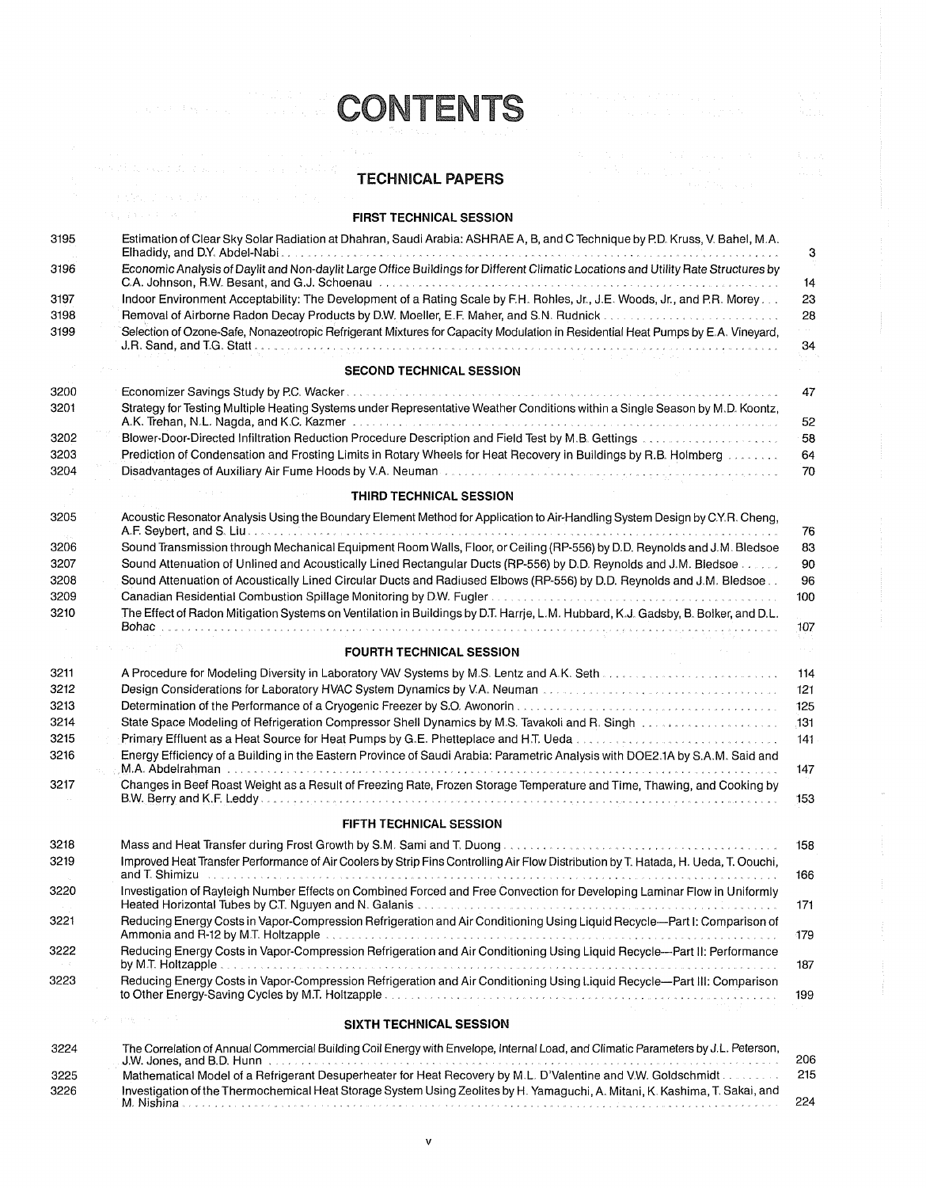# CONTENTS

## TECHNICAL PAPERS

### FIRST TECHNICAL SESSION

| | | |
|---|---|---|
| 3195 | Estimation of Clear Sky Solar Radiation at Dhahran, Saudi Arabia: ASHRAE A, B, and C Technique by P.D. Kruss, V. Bahel, M.A. Elhadidy, and D.Y. Abdel-Nabi | 3 |
| 3196 | Economic Analysis of Daylit and Non-daylit Large Office Buildings for Different Climatic Locations and Utility Rate Structures by C.A. Johnson, R.W. Besant, and G.J. Schoenau | 14 |
| 3197 | Indoor Environment Acceptability: The Development of a Rating Scale by F.H. Rohles, Jr., J.E. Woods, Jr., and P.R. Morey | 23 |
| 3198 | Removal of Airborne Radon Decay Products by D.W. Moeller, E.F. Maher, and S.N. Rudnick | 28 |
| 3199 | Selection of Ozone-Safe, Nonazeotropic Refrigerant Mixtures for Capacity Modulation in Residential Heat Pumps by E.A. Vineyard, J.R. Sand, and T.G. Statt | 34 |

### SECOND TECHNICAL SESSION

| | | |
|---|---|---|
| 3200 | Economizer Savings Study by P.C. Wacker | 47 |
| 3201 | Strategy for Testing Multiple Heating Systems under Representative Weather Conditions within a Single Season by M.D. Koontz, A.K. Trehan, N.L. Nagda, and K.C. Kazmer | 52 |
| 3202 | Blower-Door-Directed Infiltration Reduction Procedure Description and Field Test by M.B. Gettings | 58 |
| 3203 | Prediction of Condensation and Frosting Limits in Rotary Wheels for Heat Recovery in Buildings by R.B. Holmberg | 64 |
| 3204 | Disadvantages of Auxiliary Air Fume Hoods by V.A. Neuman | 70 |

### THIRD TECHNICAL SESSION

| | | |
|---|---|---|
| 3205 | Acoustic Resonator Analysis Using the Boundary Element Method for Application to Air-Handling System Design by C.Y.R. Cheng, A.F. Seybert, and S. Liu | 76 |
| 3206 | Sound Transmission through Mechanical Equipment Room Walls, Floor, or Ceiling (RP-556) by D.D. Reynolds and J.M. Bledsoe | 83 |
| 3207 | Sound Attenuation of Unlined and Acoustically Lined Rectangular Ducts (RP-556) by D.D. Reynolds and J.M. Bledsoe | 90 |
| 3208 | Sound Attenuation of Acoustically Lined Circular Ducts and Radiused Elbows (RP-556) by D.D. Reynolds and J.M. Bledsoe | 96 |
| 3209 | Canadian Residential Combustion Spillage Monitoring by D.W. Fugler | 100 |
| 3210 | The Effect of Radon Mitigation Systems on Ventilation in Buildings by D.T. Harrje, L.M. Hubbard, K.J. Gadsby, B. Bolker, and D.L. Bohac | 107 |

### FOURTH TECHNICAL SESSION

| | | |
|---|---|---|
| 3211 | A Procedure for Modeling Diversity in Laboratory VAV Systems by M.S. Lentz and A.K. Seth | 114 |
| 3212 | Design Considerations for Laboratory HVAC System Dynamics by V.A. Neuman | 121 |
| 3213 | Determination of the Performance of a Cryogenic Freezer by S.O. Awonorin | 125 |
| 3214 | State Space Modeling of Refrigeration Compressor Shell Dynamics by M.S. Tavakoli and R. Singh | 131 |
| 3215 | Primary Effluent as a Heat Source for Heat Pumps by G.E. Phetteplace and H.T. Ueda | 141 |
| 3216 | Energy Efficiency of a Building in the Eastern Province of Saudi Arabia: Parametric Analysis with DOE2.1A by S.A.M. Said and M.A. Abdelrahman | 147 |
| 3217 | Changes in Beef Roast Weight as a Result of Freezing Rate, Frozen Storage Temperature and Time, Thawing, and Cooking by B.W. Berry and K.F. Leddy | 153 |

### FIFTH TECHNICAL SESSION

| | | |
|---|---|---|
| 3218 | Mass and Heat Transfer during Frost Growth by S.M. Sami and T. Duong | 158 |
| 3219 | Improved Heat Transfer Performance of Air Coolers by Strip Fins Controlling Air Flow Distribution by T. Hatada, H. Ueda, T. Oouchi, and T. Shimizu | 166 |
| 3220 | Investigation of Rayleigh Number Effects on Combined Forced and Free Convection for Developing Laminar Flow in Uniformly Heated Horizontal Tubes by C.T. Nguyen and N. Galanis | 171 |
| 3221 | Reducing Energy Costs in Vapor-Compression Refrigeration and Air Conditioning Using Liquid Recycle—Part I: Comparison of Ammonia and R-12 by M.T. Holtzapple | 179 |
| 3222 | Reducing Energy Costs in Vapor-Compression Refrigeration and Air Conditioning Using Liquid Recycle—Part II: Performance by M.T. Holtzapple | 187 |
| 3223 | Reducing Energy Costs in Vapor-Compression Refrigeration and Air Conditioning Using Liquid Recycle—Part III: Comparison to Other Energy-Saving Cycles by M.T. Holtzapple | 199 |

### SIXTH TECHNICAL SESSION

| | | |
|---|---|---|
| 3224 | The Correlation of Annual Commercial Building Coil Energy with Envelope, Internal Load, and Climatic Parameters by J.L. Peterson, J.W. Jones, and B.D. Hunn | 206 |
| 3225 | Mathematical Model of a Refrigerant Desuperheater for Heat Recovery by M.L. D'Valentine and V.W. Goldschmidt | 215 |
| 3226 | Investigation of the Thermochemical Heat Storage System Using Zeolites by H. Yamaguchi, A. Mitani, K. Kashima, T. Sakai, and M. Nishina | 224 |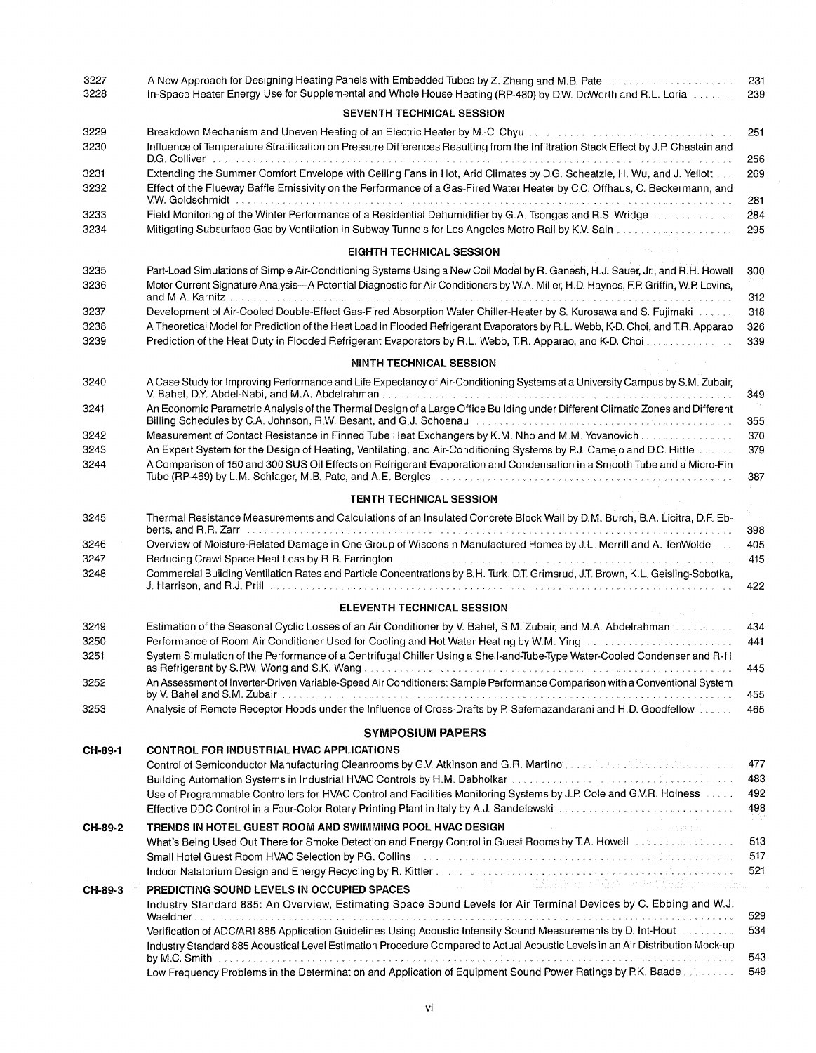| | | |
|---|---|---|
| 3227 | A New Approach for Designing Heating Panels with Embedded Tubes by Z. Zhang and M.B. Pate | 231 |
| 3228 | In-Space Heater Energy Use for Supplemental and Whole House Heating (RP-480) by D.W. DeWerth and R.L. Loria | 239 |

## SEVENTH TECHNICAL SESSION

| | | |
|---|---|---|
| 3229 | Breakdown Mechanism and Uneven Heating of an Electric Heater by M.-C. Chyu | 251 |
| 3230 | Influence of Temperature Stratification on Pressure Differences Resulting from the Infiltration Stack Effect by J.P. Chastain and D.G. Colliver | 256 |
| 3231 | Extending the Summer Comfort Envelope with Ceiling Fans in Hot, Arid Climates by D.G. Scheatzle, H. Wu, and J. Yellott | 269 |
| 3232 | Effect of the Flueway Baffle Emissivity on the Performance of a Gas-Fired Water Heater by C.C. Offhaus, C. Beckermann, and V.W. Goldschmidt | 281 |
| 3233 | Field Monitoring of the Winter Performance of a Residential Dehumidifier by G.A. Tsongas and R.S. Wridge | 284 |
| 3234 | Mitigating Subsurface Gas by Ventilation in Subway Tunnels for Los Angeles Metro Rail by K.V. Sain | 295 |

## EIGHTH TECHNICAL SESSION

| | | |
|---|---|---|
| 3235 | Part-Load Simulations of Simple Air-Conditioning Systems Using a New Coil Model by R. Ganesh, H.J. Sauer, Jr., and R.H. Howell | 300 |
| 3236 | Motor Current Signature Analysis—A Potential Diagnostic for Air Conditioners by W.A. Miller, H.D. Haynes, F.P. Griffin, W.P. Levins, and M.A. Karnitz | 312 |
| 3237 | Development of Air-Cooled Double-Effect Gas-Fired Absorption Water Chiller-Heater by S. Kurosawa and S. Fujimaki | 318 |
| 3238 | A Theoretical Model for Prediction of the Heat Load in Flooded Refrigerant Evaporators by R.L. Webb, K-D. Choi, and T.R. Apparao | 326 |
| 3239 | Prediction of the Heat Duty in Flooded Refrigerant Evaporators by R.L. Webb, T.R. Apparao, and K-D. Choi | 339 |

## NINTH TECHNICAL SESSION

| | | |
|---|---|---|
| 3240 | A Case Study for Improving Performance and Life Expectancy of Air-Conditioning Systems at a University Campus by S.M. Zubair, V. Bahel, D.Y. Abdel-Nabi, and M.A. Abdelrahman | 349 |
| 3241 | An Economic Parametric Analysis of the Thermal Design of a Large Office Building under Different Climatic Zones and Different Billing Schedules by C.A. Johnson, R.W. Besant, and G.J. Schoenau | 355 |
| 3242 | Measurement of Contact Resistance in Finned Tube Heat Exchangers by K.M. Nho and M.M. Yovanovich | 370 |
| 3243 | An Expert System for the Design of Heating, Ventilating, and Air-Conditioning Systems by P.J. Camejo and D.C. Hittle | 379 |
| 3244 | A Comparison of 150 and 300 SUS Oil Effects on Refrigerant Evaporation and Condensation in a Smooth Tube and a Micro-Fin Tube (RP-469) by L.M. Schlager, M.B. Pate, and A.E. Bergles | 387 |

## TENTH TECHNICAL SESSION

| | | |
|---|---|---|
| 3245 | Thermal Resistance Measurements and Calculations of an Insulated Concrete Block Wall by D.M. Burch, B.A. Licitra, D.F. Ebberts, and R.R. Zarr | 398 |
| 3246 | Overview of Moisture-Related Damage in One Group of Wisconsin Manufactured Homes by J.L. Merrill and A. TenWolde | 405 |
| 3247 | Reducing Crawl Space Heat Loss by R.B. Farrington | 415 |
| 3248 | Commercial Building Ventilation Rates and Particle Concentrations by B.H. Turk, D.T. Grimsrud, J.T. Brown, K.L. Geisling-Sobotka, J. Harrison, and R.J. Prill | 422 |

## ELEVENTH TECHNICAL SESSION

| | | |
|---|---|---|
| 3249 | Estimation of the Seasonal Cyclic Losses of an Air Conditioner by V. Bahel, S.M. Zubair, and M.A. Abdelrahman | 434 |
| 3250 | Performance of Room Air Conditioner Used for Cooling and Hot Water Heating by W.M. Ying | 441 |
| 3251 | System Simulation of the Performance of a Centrifugal Chiller Using a Shell-and-Tube-Type Water-Cooled Condenser and R-11 as Refrigerant by S.P.W. Wong and S.K. Wang | 445 |
| 3252 | An Assessment of Inverter-Driven Variable-Speed Air Conditioners: Sample Performance Comparison with a Conventional System by V. Bahel and S.M. Zubair | 455 |
| 3253 | Analysis of Remote Receptor Hoods under the Influence of Cross-Drafts by P. Safemazandarani and H.D. Goodfellow | 465 |

## SYMPOSIUM PAPERS

| | | |
|---|---|---|
| **CH-89-1** | **CONTROL FOR INDUSTRIAL HVAC APPLICATIONS** | |
| | Control of Semiconductor Manufacturing Cleanrooms by G.V. Atkinson and G.R. Martino | 477 |
| | Building Automation Systems in Industrial HVAC Controls by H.M. Dabholkar | 483 |
| | Use of Programmable Controllers for HVAC Control and Facilities Monitoring Systems by J.P. Cole and G.V.R. Holness | 492 |
| | Effective DDC Control in a Four-Color Rotary Printing Plant in Italy by A.J. Sandelewski | 498 |
| **CH-89-2** | **TRENDS IN HOTEL GUEST ROOM AND SWIMMING POOL HVAC DESIGN** | |
| | What's Being Used Out There for Smoke Detection and Energy Control in Guest Rooms by T.A. Howell | 513 |
| | Small Hotel Guest Room HVAC Selection by P.G. Collins | 517 |
| | Indoor Natatorium Design and Energy Recycling by R. Kittler | 521 |
| **CH-89-3** | **PREDICTING SOUND LEVELS IN OCCUPIED SPACES** | |
| | Industry Standard 885: An Overview, Estimating Space Sound Levels for Air Terminal Devices by C. Ebbing and W.J. Waeldner | 529 |
| | Verification of ADC/ARI 885 Application Guidelines Using Acoustic Intensity Sound Measurements by D. Int-Hout | 534 |
| | Industry Standard 885 Acoustical Level Estimation Procedure Compared to Actual Acoustic Levels in an Air Distribution Mock-up by M.C. Smith | 543 |
| | Low Frequency Problems in the Determination and Application of Equipment Sound Power Ratings by P.K. Baade | 549 |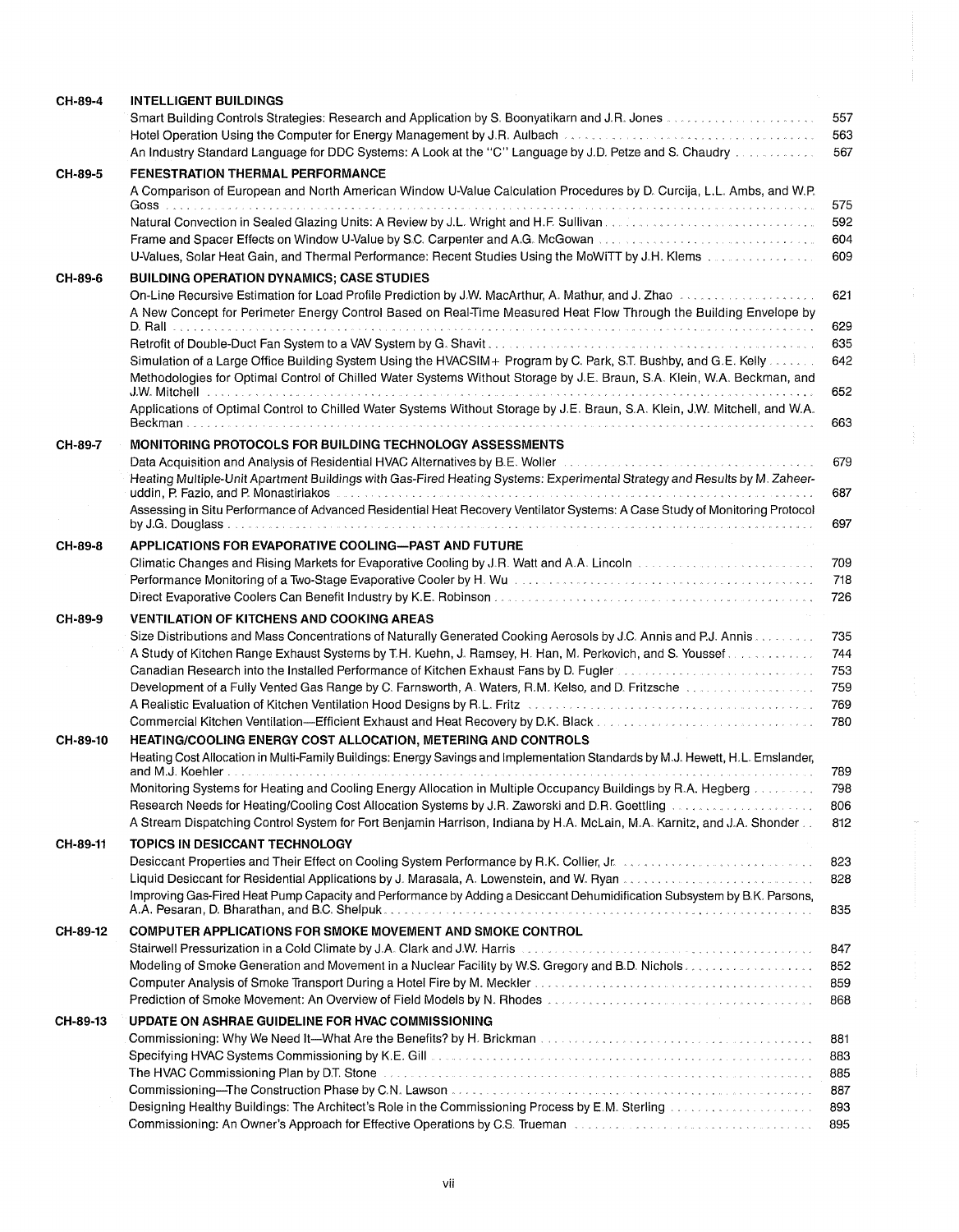**CH-89-4 INTELLIGENT BUILDINGS**

Smart Building Controls Strategies: Research and Application by S. Boonyatikarn and J.R. Jones ... 557
Hotel Operation Using the Computer for Energy Management by J.R. Aulbach ... 563
An Industry Standard Language for DDC Systems: A Look at the "C" Language by J.D. Petze and S. Chaudry ... 567

**CH-89-5 FENESTRATION THERMAL PERFORMANCE**

A Comparison of European and North American Window U-Value Calculation Procedures by D. Curcija, L.L. Ambs, and W.P. Goss ... 575
Natural Convection in Sealed Glazing Units: A Review by J.L. Wright and H.F. Sullivan ... 592
Frame and Spacer Effects on Window U-Value by S.C. Carpenter and A.G. McGowan ... 604
U-Values, Solar Heat Gain, and Thermal Performance: Recent Studies Using the MoWiTT by J.H. Klems ... 609

**CH-89-6 BUILDING OPERATION DYNAMICS; CASE STUDIES**

On-Line Recursive Estimation for Load Profile Prediction by J.W. MacArthur, A. Mathur, and J. Zhao ... 621
A New Concept for Perimeter Energy Control Based on Real-Time Measured Heat Flow Through the Building Envelope by D. Rall ... 629
Retrofit of Double-Duct Fan System to a VAV System by G. Shavit ... 635
Simulation of a Large Office Building System Using the HVACSIM+ Program by C. Park, S.T. Bushby, and G.E. Kelly ... 642
Methodologies for Optimal Control of Chilled Water Systems Without Storage by J.E. Braun, S.A. Klein, W.A. Beckman, and J.W. Mitchell ... 652
Applications of Optimal Control to Chilled Water Systems Without Storage by J.E. Braun, S.A. Klein, J.W. Mitchell, and W.A. Beckman ... 663

**CH-89-7 MONITORING PROTOCOLS FOR BUILDING TECHNOLOGY ASSESSMENTS**

Data Acquisition and Analysis of Residential HVAC Alternatives by B.E. Woller ... 679
*Heating Multiple-Unit Apartment Buildings with Gas-Fired Heating Systems: Experimental Strategy and Results* by M. Zaheeruddin, P. Fazio, and P. Monastiriakos ... 687
Assessing in Situ Performance of Advanced Residential Heat Recovery Ventilator Systems: A Case Study of Monitoring Protocol by J.G. Douglass ... 697

**CH-89-8 APPLICATIONS FOR EVAPORATIVE COOLING—PAST AND FUTURE**

Climatic Changes and Rising Markets for Evaporative Cooling by J.R. Watt and A.A. Lincoln ... 709
Performance Monitoring of a Two-Stage Evaporative Cooler by H. Wu ... 718
Direct Evaporative Coolers Can Benefit Industry by K.E. Robinson ... 726

**CH-89-9 VENTILATION OF KITCHENS AND COOKING AREAS**

Size Distributions and Mass Concentrations of Naturally Generated Cooking Aerosols by J.C. Annis and P.J. Annis ... 735
A Study of Kitchen Range Exhaust Systems by T.H. Kuehn, J. Ramsey, H. Han, M. Perkovich, and S. Youssef ... 744
Canadian Research into the Installed Performance of Kitchen Exhaust Fans by D. Fugler ... 753
Development of a Fully Vented Gas Range by C. Farnsworth, A. Waters, R.M. Kelso, and D. Fritzsche ... 759
A Realistic Evaluation of Kitchen Ventilation Hood Designs by R.L. Fritz ... 769
Commercial Kitchen Ventilation—Efficient Exhaust and Heat Recovery by D.K. Black ... 780

**CH-89-10 HEATING/COOLING ENERGY COST ALLOCATION, METERING AND CONTROLS**

Heating Cost Allocation in Multi-Family Buildings: Energy Savings and Implementation Standards by M.J. Hewett, H.L. Emslander, and M.J. Koehler ... 789
Monitoring Systems for Heating and Cooling Energy Allocation in Multiple Occupancy Buildings by R.A. Hegberg ... 798
Research Needs for Heating/Cooling Cost Allocation Systems by J.R. Zaworski and D.R. Goettling ... 806
A Stream Dispatching Control System for Fort Benjamin Harrison, Indiana by H.A. McLain, M.A. Karnitz, and J.A. Shonder ... 812

**CH-89-11 TOPICS IN DESICCANT TECHNOLOGY**

Desiccant Properties and Their Effect on Cooling System Performance by R.K. Collier, Jr. ... 823
Liquid Desiccant for Residential Applications by J. Marasala, A. Lowenstein, and W. Ryan ... 828
Improving Gas-Fired Heat Pump Capacity and Performance by Adding a Desiccant Dehumidification Subsystem by B.K. Parsons, A.A. Pesaran, D. Bharathan, and B.C. Shelpuk ... 835

**CH-89-12 COMPUTER APPLICATIONS FOR SMOKE MOVEMENT AND SMOKE CONTROL**

Stairwell Pressurization in a Cold Climate by J.A. Clark and J.W. Harris ... 847
Modeling of Smoke Generation and Movement in a Nuclear Facility by W.S. Gregory and B.D. Nichols ... 852
Computer Analysis of Smoke Transport During a Hotel Fire by M. Meckler ... 859
Prediction of Smoke Movement: An Overview of Field Models by N. Rhodes ... 868

**CH-89-13 UPDATE ON ASHRAE GUIDELINE FOR HVAC COMMISSIONING**

Commissioning: Why We Need It—What Are the Benefits? by H. Brickman ... 881
Specifying HVAC Systems Commissioning by K.E. Gill ... 883
The HVAC Commissioning Plan by D.T. Stone ... 885
Commissioning—The Construction Phase by C.N. Lawson ... 887
Designing Healthy Buildings: The Architect's Role in the Commissioning Process by E.M. Sterling ... 893
Commissioning: An Owner's Approach for Effective Operations by C.S. Trueman ... 895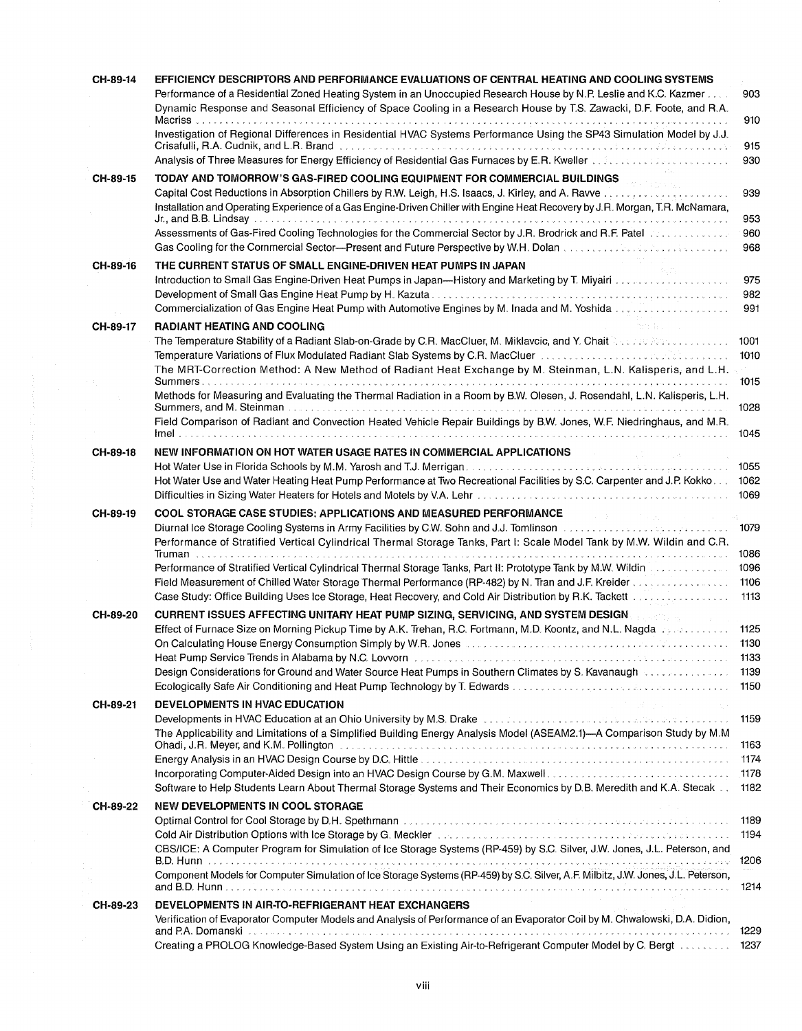**CH-89-14 EFFICIENCY DESCRIPTORS AND PERFORMANCE EVALUATIONS OF CENTRAL HEATING AND COOLING SYSTEMS**

Performance of a Residential Zoned Heating System in an Unoccupied Research House by N.P. Leslie and K.C. Kazmer .... 903

Dynamic Response and Seasonal Efficiency of Space Cooling in a Research House by T.S. Zawacki, D.F. Foote, and R.A. Macriss .... 910

Investigation of Regional Differences in Residential HVAC Systems Performance Using the SP43 Simulation Model by J.J. Crisafulli, R.A. Cudnik, and L.R. Brand .... 915

Analysis of Three Measures for Energy Efficiency of Residential Gas Furnaces by E.R. Kweller .... 930

**CH-89-15 TODAY AND TOMORROW'S GAS-FIRED COOLING EQUIPMENT FOR COMMERCIAL BUILDINGS**

Capital Cost Reductions in Absorption Chillers by R.W. Leigh, H.S. Isaacs, J. Kirley, and A. Ravve .... 939

Installation and Operating Experience of a Gas Engine-Driven Chiller with Engine Heat Recovery by J.R. Morgan, T.R. McNamara, Jr., and B.B. Lindsay .... 953

Assessments of Gas-Fired Cooling Technologies for the Commercial Sector by J.R. Brodrick and R.F. Patel .... 960

Gas Cooling for the Commercial Sector—Present and Future Perspective by W.H. Dolan .... 968

**CH-89-16 THE CURRENT STATUS OF SMALL ENGINE-DRIVEN HEAT PUMPS IN JAPAN**

Introduction to Small Gas Engine-Driven Heat Pumps in Japan—History and Marketing by T. Miyairi .... 975

Development of Small Gas Engine Heat Pump by H. Kazuta .... 982

Commercialization of Gas Engine Heat Pump with Automotive Engines by M. Inada and M. Yoshida .... 991

**CH-89-17 RADIANT HEATING AND COOLING**

The Temperature Stability of a Radiant Slab-on-Grade by C.R. MacCluer, M. Miklavcic, and Y. Chait .... 1001

Temperature Variations of Flux Modulated Radiant Slab Systems by C.R. MacCluer .... 1010

The MRT-Correction Method: A New Method of Radiant Heat Exchange by M. Steinman, L.N. Kalisperis, and L.H. Summers .... 1015

Methods for Measuring and Evaluating the Thermal Radiation in a Room by B.W. Olesen, J. Rosendahl, L.N. Kalisperis, L.H. Summers, and M. Steinman .... 1028

Field Comparison of Radiant and Convection Heated Vehicle Repair Buildings by B.W. Jones, W.F. Niedringhaus, and M.R. Imel .... 1045

**CH-89-18 NEW INFORMATION ON HOT WATER USAGE RATES IN COMMERCIAL APPLICATIONS**

Hot Water Use in Florida Schools by M.M. Yarosh and T.J. Merrigan .... 1055

Hot Water Use and Water Heating Heat Pump Performance at Two Recreational Facilities by S.C. Carpenter and J.P. Kokko .... 1062

Difficulties in Sizing Water Heaters for Hotels and Motels by V.A. Lehr .... 1069

**CH-89-19 COOL STORAGE CASE STUDIES: APPLICATIONS AND MEASURED PERFORMANCE**

Diurnal Ice Storage Cooling Systems in Army Facilities by C.W. Sohn and J.J. Tomlinson .... 1079

Performance of Stratified Vertical Cylindrical Thermal Storage Tanks, Part I: Scale Model Tank by M.W. Wildin and C.R. Truman .... 1086

Performance of Stratified Vertical Cylindrical Thermal Storage Tanks, Part II: Prototype Tank by M.W. Wildin .... 1096

Field Measurement of Chilled Water Storage Thermal Performance (RP-482) by N. Tran and J.F. Kreider .... 1106

Case Study: Office Building Uses Ice Storage, Heat Recovery, and Cold Air Distribution by R.K. Tackett .... 1113

**CH-89-20 CURRENT ISSUES AFFECTING UNITARY HEAT PUMP SIZING, SERVICING, AND SYSTEM DESIGN**

Effect of Furnace Size on Morning Pickup Time by A.K. Trehan, R.C. Fortmann, M.D. Koontz, and N.L. Nagda .... 1125

On Calculating House Energy Consumption Simply by W.R. Jones .... 1130

Heat Pump Service Trends in Alabama by N.C. Lovvorn .... 1133

Design Considerations for Ground and Water Source Heat Pumps in Southern Climates by S. Kavanaugh .... 1139

Ecologically Safe Air Conditioning and Heat Pump Technology by T. Edwards .... 1150

**CH-89-21 DEVELOPMENTS IN HVAC EDUCATION**

Developments in HVAC Education at an Ohio University by M.S. Drake .... 1159

The Applicability and Limitations of a Simplified Building Energy Analysis Model (ASEAM2.1)—A Comparison Study by M.M. Ohadi, J.R. Meyer, and K.M. Pollington .... 1163

Energy Analysis in an HVAC Design Course by D.C. Hittle .... 1174

Incorporating Computer-Aided Design into an HVAC Design Course by G.M. Maxwell .... 1178

Software to Help Students Learn About Thermal Storage Systems and Their Economics by D.B. Meredith and K.A. Stecak .... 1182

**CH-89-22 NEW DEVELOPMENTS IN COOL STORAGE**

Optimal Control for Cool Storage by D.H. Spethmann .... 1189

Cold Air Distribution Options with Ice Storage by G. Meckler .... 1194

CBS/ICE: A Computer Program for Simulation of Ice Storage Systems (RP-459) by S.C. Silver, J.W. Jones, J.L. Peterson, and B.D. Hunn .... 1206

Component Models for Computer Simulation of Ice Storage Systems (RP-459) by S.C. Silver, A.F. Milbitz, J.W. Jones, J.L. Peterson, and B.D. Hunn .... 1214

**CH-89-23 DEVELOPMENTS IN AIR-TO-REFRIGERANT HEAT EXCHANGERS**

Verification of Evaporator Computer Models and Analysis of Performance of an Evaporator Coil by M. Chwalowski, D.A. Didion, and P.A. Domanski .... 1229

Creating a PROLOG Knowledge-Based System Using an Existing Air-to-Refrigerant Computer Model by C. Bergt .... 1237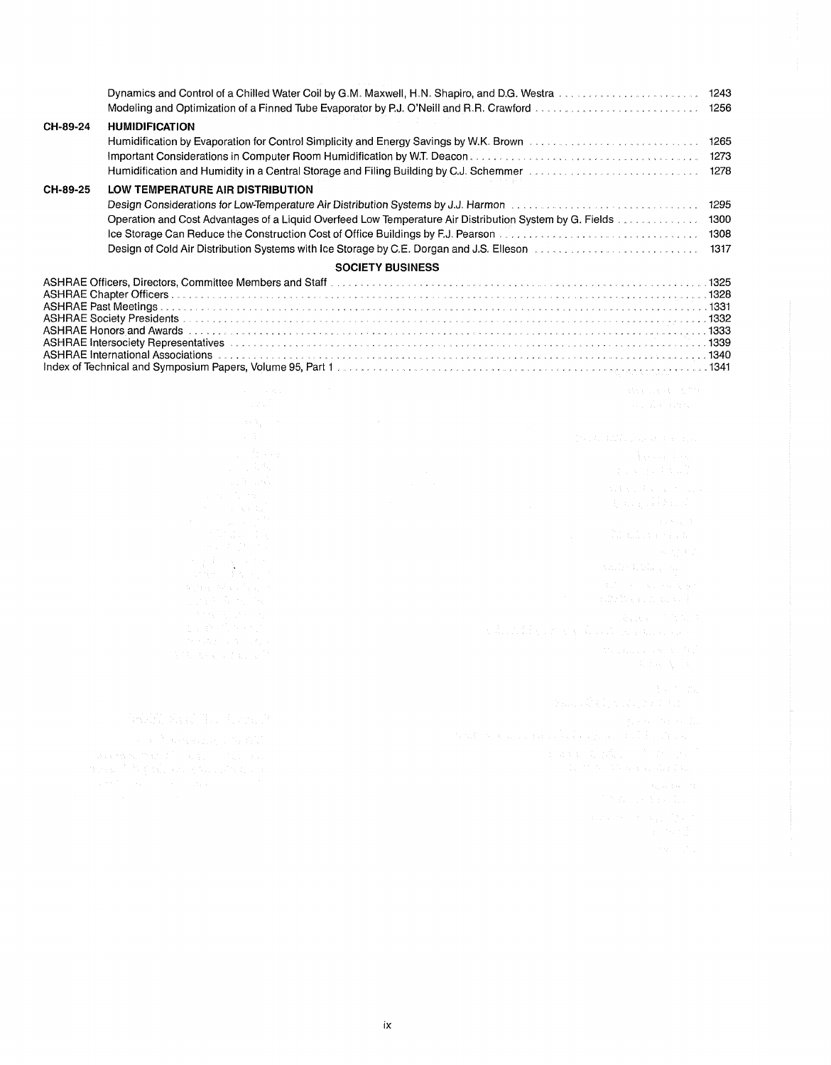Dynamics and Control of a Chilled Water Coil by G.M. Maxwell, H.N. Shapiro, and D.G. Westra . . . . . . . . . . . . . . . . . . . . . . . . 1243
Modeling and Optimization of a Finned Tube Evaporator by P.J. O'Neill and R.R. Crawford . . . . . . . . . . . . . . . . . . . . . . . . . . . . 1256

**CH-89-24 HUMIDIFICATION**

Humidification by Evaporation for Control Simplicity and Energy Savings by W.K. Brown . . . . . . . . . . . . . . . . . . . . . . . . . . . . 1265
Important Considerations in Computer Room Humidification by W.T. Deacon . . . . . . . . . . . . . . . . . . . . . . . . . . . . . . . . . . . . . . 1273
Humidification and Humidity in a Central Storage and Filing Building by C.J. Schemmer . . . . . . . . . . . . . . . . . . . . . . . . . . . . 1278

**CH-89-25 LOW TEMPERATURE AIR DISTRIBUTION**

*Design Considerations for Low-Temperature Air Distribution Systems* by J.J. Harmon . . . . . . . . . . . . . . . . . . . . . . . . . . . . . . . 1295
Operation and Cost Advantages of a Liquid Overfeed Low Temperature Air Distribution System by G. Fields . . . . . . . . . . . . . . 1300
Ice Storage Can Reduce the Construction Cost of Office Buildings by F.J. Pearson . . . . . . . . . . . . . . . . . . . . . . . . . . . . . . . . . 1308
Design of Cold Air Distribution Systems with Ice Storage by C.E. Dorgan and J.S. Elleson . . . . . . . . . . . . . . . . . . . . . . . . . . . 1317

**SOCIETY BUSINESS**

ASHRAE Officers, Directors, Committee Members and Staff . . . . . . . . . . . . . . . . . . . . . . . . . . . . . . . . . . . . . . . . . . . . . . . 1325
ASHRAE Chapter Officers . . . . . . . . . . . . . . . . . . . . . . . . . . . . . . . . . . . . . . . . . . . . . . . . . . . . . . . . . . . . . . . . . . . . . . 1328
ASHRAE Past Meetings . . . . . . . . . . . . . . . . . . . . . . . . . . . . . . . . . . . . . . . . . . . . . . . . . . . . . . . . . . . . . . . . . . . . . . . . 1331
ASHRAE Society Presidents . . . . . . . . . . . . . . . . . . . . . . . . . . . . . . . . . . . . . . . . . . . . . . . . . . . . . . . . . . . . . . . . . . . . . 1332
ASHRAE Honors and Awards . . . . . . . . . . . . . . . . . . . . . . . . . . . . . . . . . . . . . . . . . . . . . . . . . . . . . . . . . . . . . . . . . . . . 1333
ASHRAE Intersociety Representatives . . . . . . . . . . . . . . . . . . . . . . . . . . . . . . . . . . . . . . . . . . . . . . . . . . . . . . . . . . . . . 1339
ASHRAE International Associations . . . . . . . . . . . . . . . . . . . . . . . . . . . . . . . . . . . . . . . . . . . . . . . . . . . . . . . . . . . . . . . 1340
Index of Technical and Symposium Papers, Volume 95, Part 1 . . . . . . . . . . . . . . . . . . . . . . . . . . . . . . . . . . . . . . . . . . . . . 1341